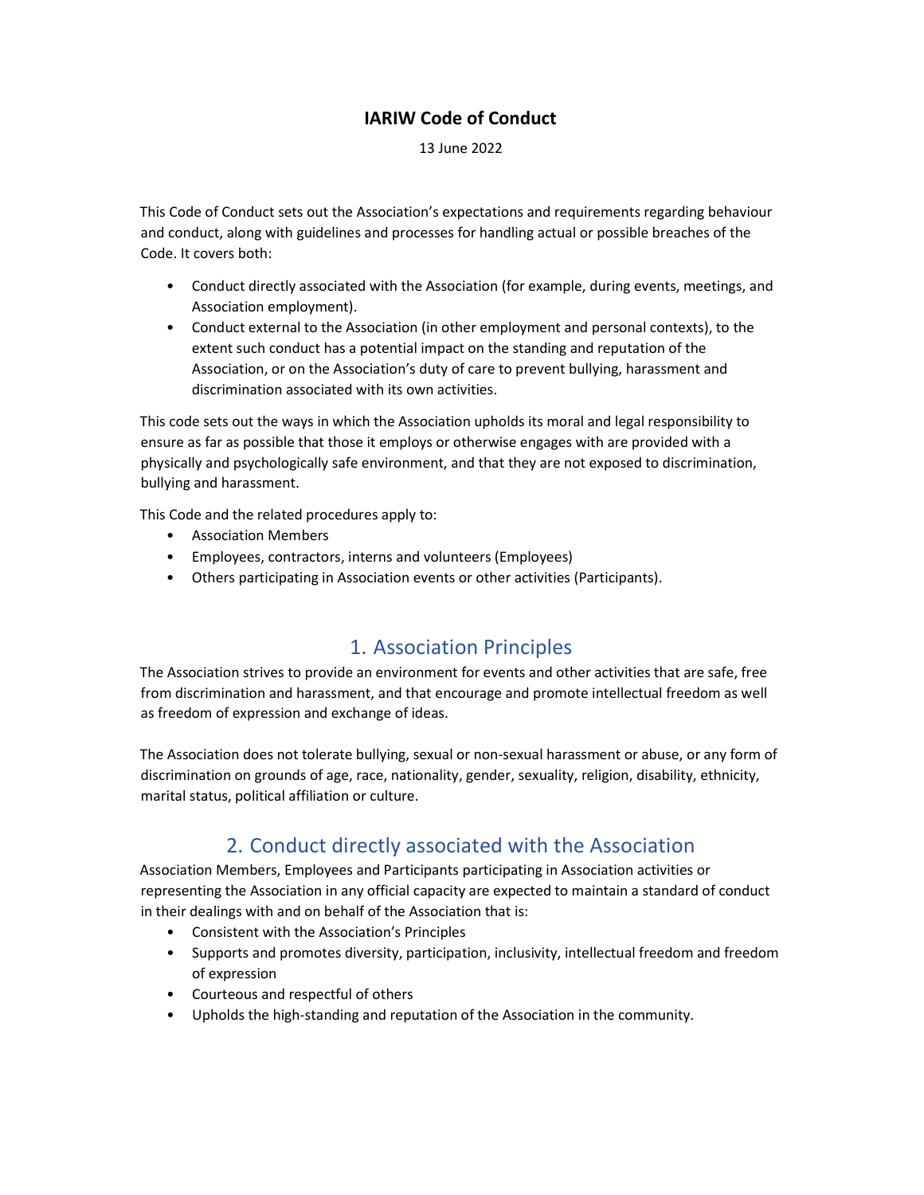# IARIW Code of Conduct

13 June 2022

This Code of Conduct sets out the Association's expectations and requirements regarding behaviour and conduct, along with guidelines and processes for handling actual or possible breaches of the Code. It covers both:

- Conduct directly associated with the Association (for example, during events, meetings, and Association employment).
- Conduct external to the Association (in other employment and personal contexts), to the extent such conduct has a potential impact on the standing and reputation of the Association, or on the Association's duty of care to prevent bullying, harassment and discrimination associated with its own activities.

This code sets out the ways in which the Association upholds its moral and legal responsibility to ensure as far as possible that those it employs or otherwise engages with are provided with a physically and psychologically safe environment, and that they are not exposed to discrimination, bullying and harassment.

This Code and the related procedures apply to:

- Association Members
- Employees, contractors, interns and volunteers (Employees)
- Others participating in Association events or other activities (Participants).

## 1. Association Principles

The Association strives to provide an environment for events and other activities that are safe, free from discrimination and harassment, and that encourage and promote intellectual freedom as well as freedom of expression and exchange of ideas.

The Association does not tolerate bullying, sexual or non-sexual harassment or abuse, or any form of discrimination on grounds of age, race, nationality, gender, sexuality, religion, disability, ethnicity, marital status, political affiliation or culture.

## 2. Conduct directly associated with the Association

Association Members, Employees and Participants participating in Association activities or representing the Association in any official capacity are expected to maintain a standard of conduct in their dealings with and on behalf of the Association that is:

- Consistent with the Association's Principles
- Supports and promotes diversity, participation, inclusivity, intellectual freedom and freedom of expression
- Courteous and respectful of others
- Upholds the high-standing and reputation of the Association in the community.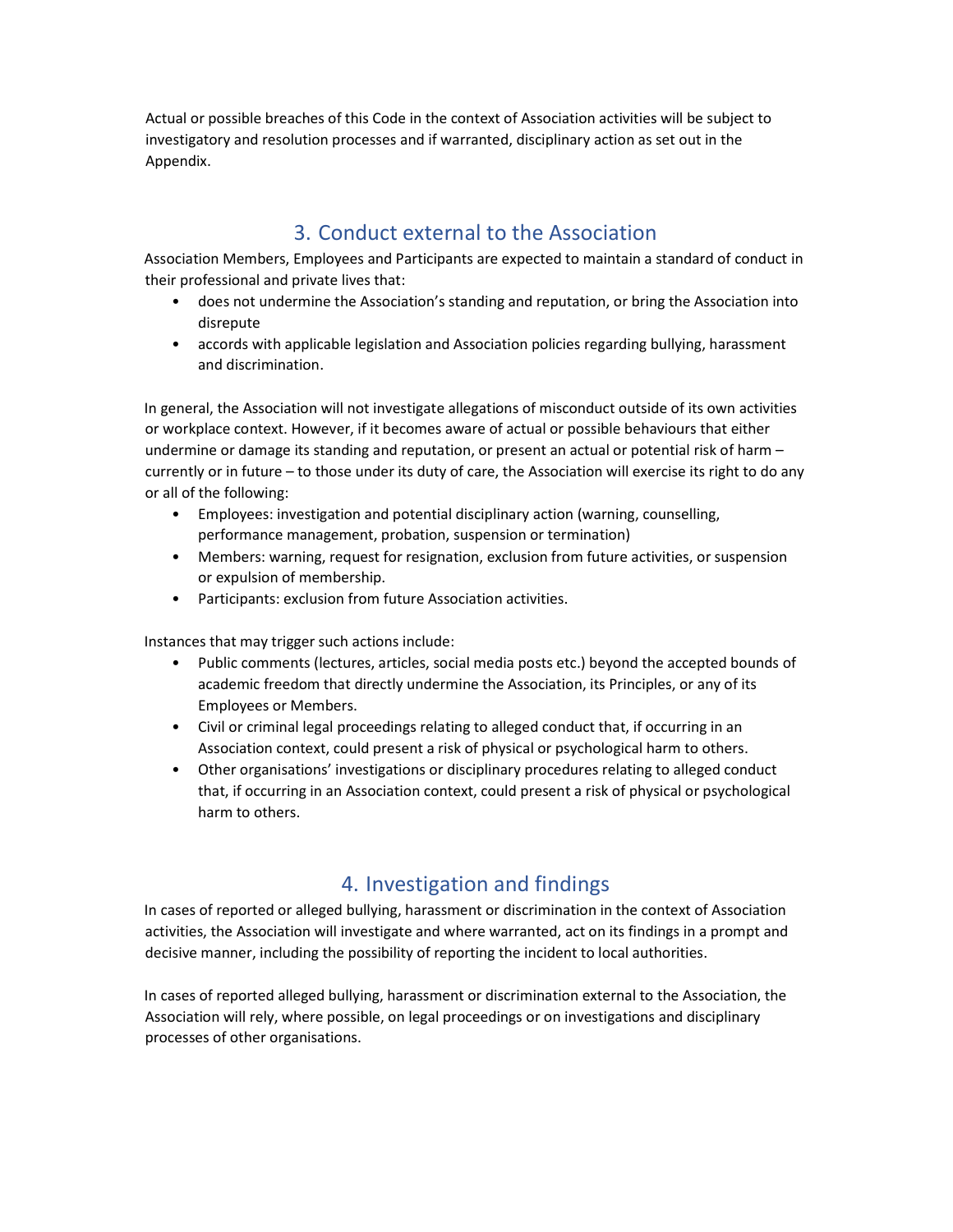Actual or possible breaches of this Code in the context of Association activities will be subject to investigatory and resolution processes and if warranted, disciplinary action as set out in the Appendix.

## 3. Conduct external to the Association

Association Members, Employees and Participants are expected to maintain a standard of conduct in their professional and private lives that:

- does not undermine the Association's standing and reputation, or bring the Association into disrepute
- accords with applicable legislation and Association policies regarding bullying, harassment and discrimination.

In general, the Association will not investigate allegations of misconduct outside of its own activities or workplace context. However, if it becomes aware of actual or possible behaviours that either undermine or damage its standing and reputation, or present an actual or potential risk of harm – currently or in future – to those under its duty of care, the Association will exercise its right to do any or all of the following:

- Employees: investigation and potential disciplinary action (warning, counselling, performance management, probation, suspension or termination)
- Members: warning, request for resignation, exclusion from future activities, or suspension or expulsion of membership.
- Participants: exclusion from future Association activities.

Instances that may trigger such actions include:

- Public comments (lectures, articles, social media posts etc.) beyond the accepted bounds of academic freedom that directly undermine the Association, its Principles, or any of its Employees or Members.
- Civil or criminal legal proceedings relating to alleged conduct that, if occurring in an Association context, could present a risk of physical or psychological harm to others.
- Other organisations' investigations or disciplinary procedures relating to alleged conduct that, if occurring in an Association context, could present a risk of physical or psychological harm to others.

## 4. Investigation and findings

In cases of reported or alleged bullying, harassment or discrimination in the context of Association activities, the Association will investigate and where warranted, act on its findings in a prompt and decisive manner, including the possibility of reporting the incident to local authorities.

In cases of reported alleged bullying, harassment or discrimination external to the Association, the Association will rely, where possible, on legal proceedings or on investigations and disciplinary processes of other organisations.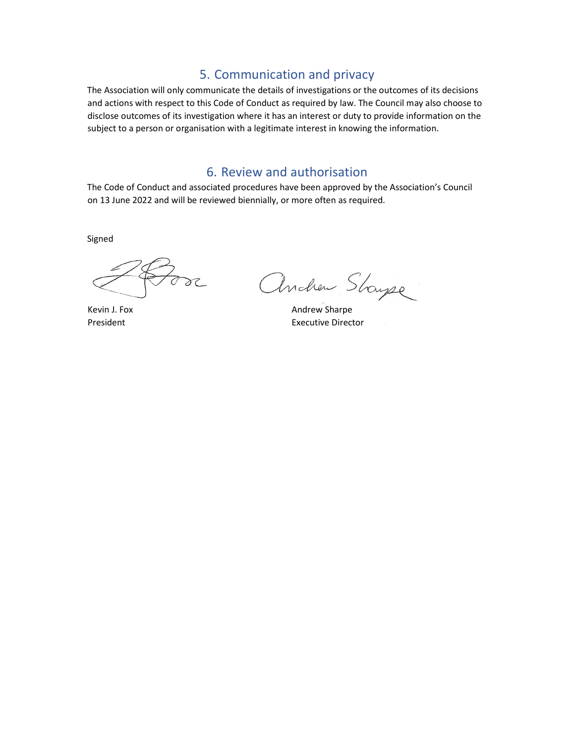## 5. Communication and privacy

The Association will only communicate the details of investigations or the outcomes of its decisions and actions with respect to this Code of Conduct as required by law. The Council may also choose to disclose outcomes of its investigation where it has an interest or duty to provide information on the subject to a person or organisation with a legitimate interest in knowing the information.

## 6. Review and authorisation

The Code of Conduct and associated procedures have been approved by the Association's Council on 13 June 2022 and will be reviewed biennially, or more often as required.

Signed

Kevin J. Fox
President

Andrew Sharpe
Executive Director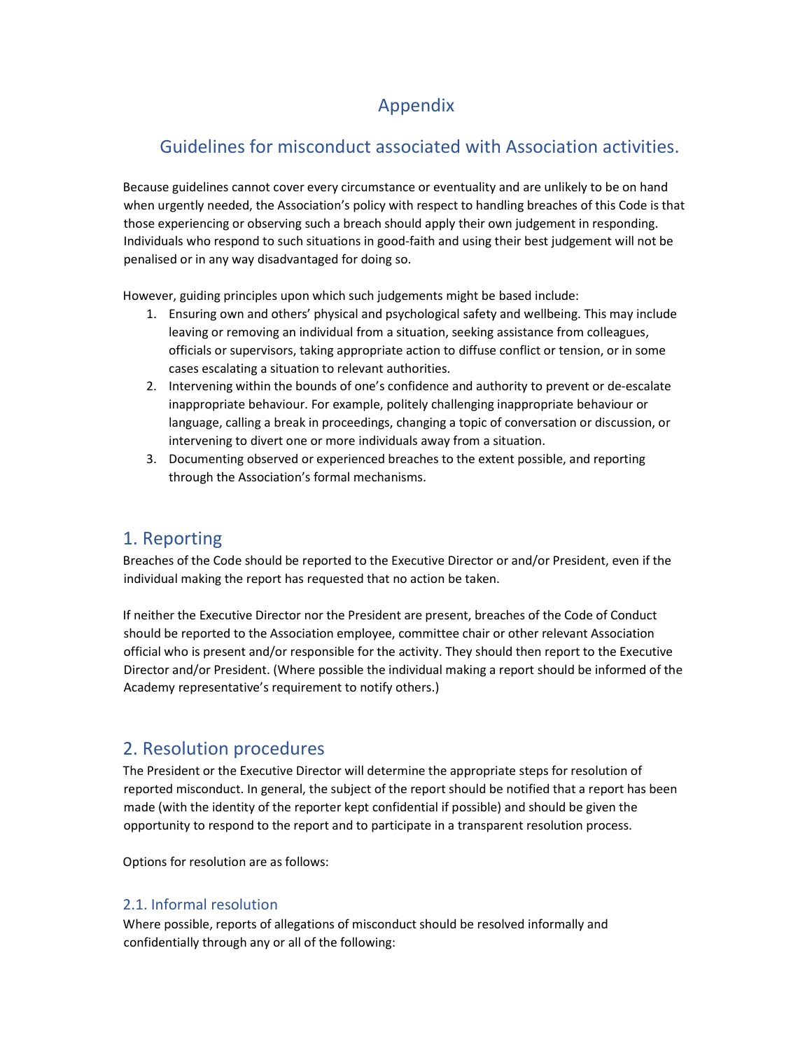# Appendix

## Guidelines for misconduct associated with Association activities.

Because guidelines cannot cover every circumstance or eventuality and are unlikely to be on hand when urgently needed, the Association's policy with respect to handling breaches of this Code is that those experiencing or observing such a breach should apply their own judgement in responding. Individuals who respond to such situations in good-faith and using their best judgement will not be penalised or in any way disadvantaged for doing so.

However, guiding principles upon which such judgements might be based include:

1. Ensuring own and others' physical and psychological safety and wellbeing. This may include leaving or removing an individual from a situation, seeking assistance from colleagues, officials or supervisors, taking appropriate action to diffuse conflict or tension, or in some cases escalating a situation to relevant authorities.
2. Intervening within the bounds of one's confidence and authority to prevent or de-escalate inappropriate behaviour. For example, politely challenging inappropriate behaviour or language, calling a break in proceedings, changing a topic of conversation or discussion, or intervening to divert one or more individuals away from a situation.
3. Documenting observed or experienced breaches to the extent possible, and reporting through the Association's formal mechanisms.

## 1. Reporting

Breaches of the Code should be reported to the Executive Director or and/or President, even if the individual making the report has requested that no action be taken.

If neither the Executive Director nor the President are present, breaches of the Code of Conduct should be reported to the Association employee, committee chair or other relevant Association official who is present and/or responsible for the activity. They should then report to the Executive Director and/or President. (Where possible the individual making a report should be informed of the Academy representative's requirement to notify others.)

## 2. Resolution procedures

The President or the Executive Director will determine the appropriate steps for resolution of reported misconduct. In general, the subject of the report should be notified that a report has been made (with the identity of the reporter kept confidential if possible) and should be given the opportunity to respond to the report and to participate in a transparent resolution process.

Options for resolution are as follows:

### 2.1. Informal resolution

Where possible, reports of allegations of misconduct should be resolved informally and confidentially through any or all of the following: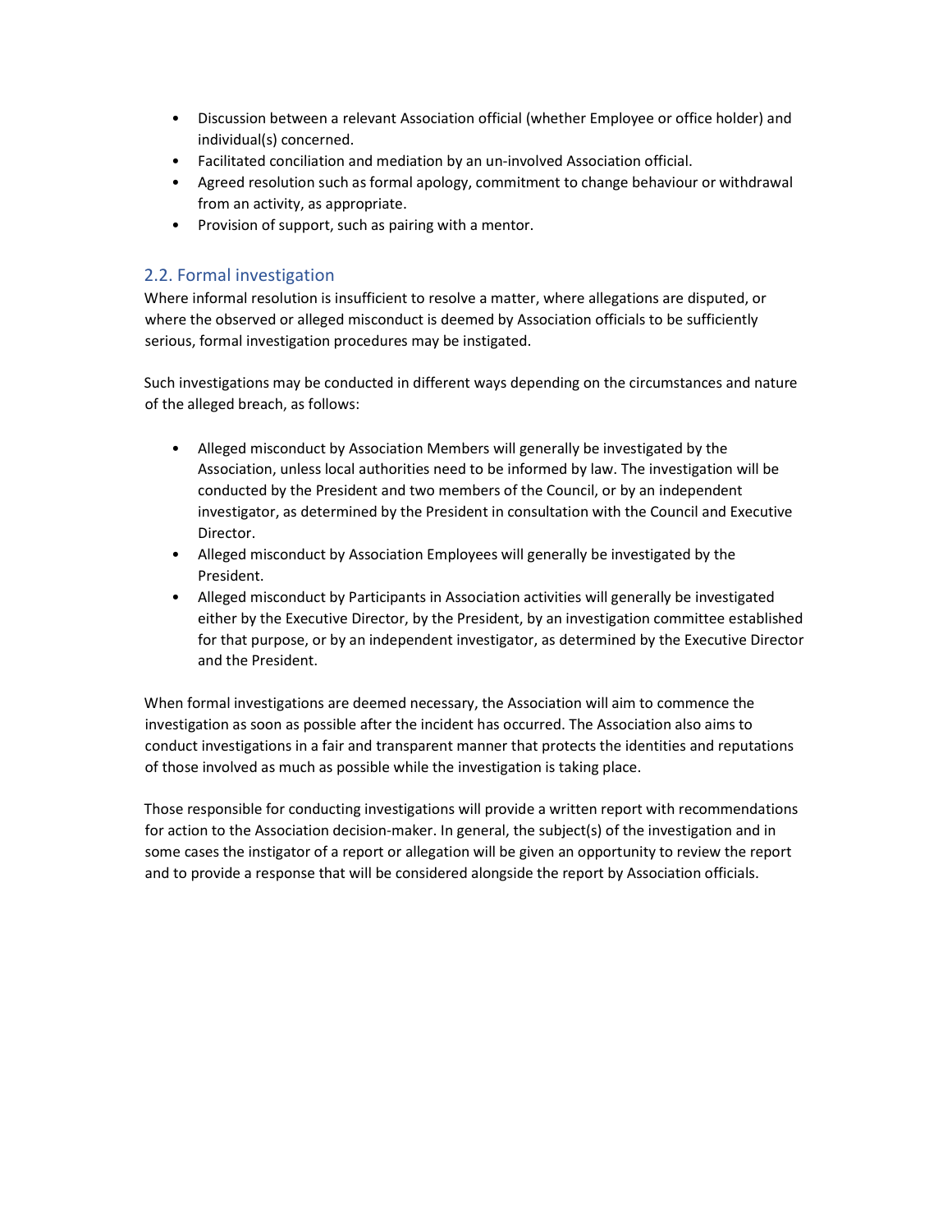- Discussion between a relevant Association official (whether Employee or office holder) and individual(s) concerned.
- Facilitated conciliation and mediation by an un-involved Association official.
- Agreed resolution such as formal apology, commitment to change behaviour or withdrawal from an activity, as appropriate.
- Provision of support, such as pairing with a mentor.

## 2.2. Formal investigation

Where informal resolution is insufficient to resolve a matter, where allegations are disputed, or where the observed or alleged misconduct is deemed by Association officials to be sufficiently serious, formal investigation procedures may be instigated.

Such investigations may be conducted in different ways depending on the circumstances and nature of the alleged breach, as follows:

- Alleged misconduct by Association Members will generally be investigated by the Association, unless local authorities need to be informed by law. The investigation will be conducted by the President and two members of the Council, or by an independent investigator, as determined by the President in consultation with the Council and Executive Director.
- Alleged misconduct by Association Employees will generally be investigated by the President.
- Alleged misconduct by Participants in Association activities will generally be investigated either by the Executive Director, by the President, by an investigation committee established for that purpose, or by an independent investigator, as determined by the Executive Director and the President.

When formal investigations are deemed necessary, the Association will aim to commence the investigation as soon as possible after the incident has occurred. The Association also aims to conduct investigations in a fair and transparent manner that protects the identities and reputations of those involved as much as possible while the investigation is taking place.

Those responsible for conducting investigations will provide a written report with recommendations for action to the Association decision-maker. In general, the subject(s) of the investigation and in some cases the instigator of a report or allegation will be given an opportunity to review the report and to provide a response that will be considered alongside the report by Association officials.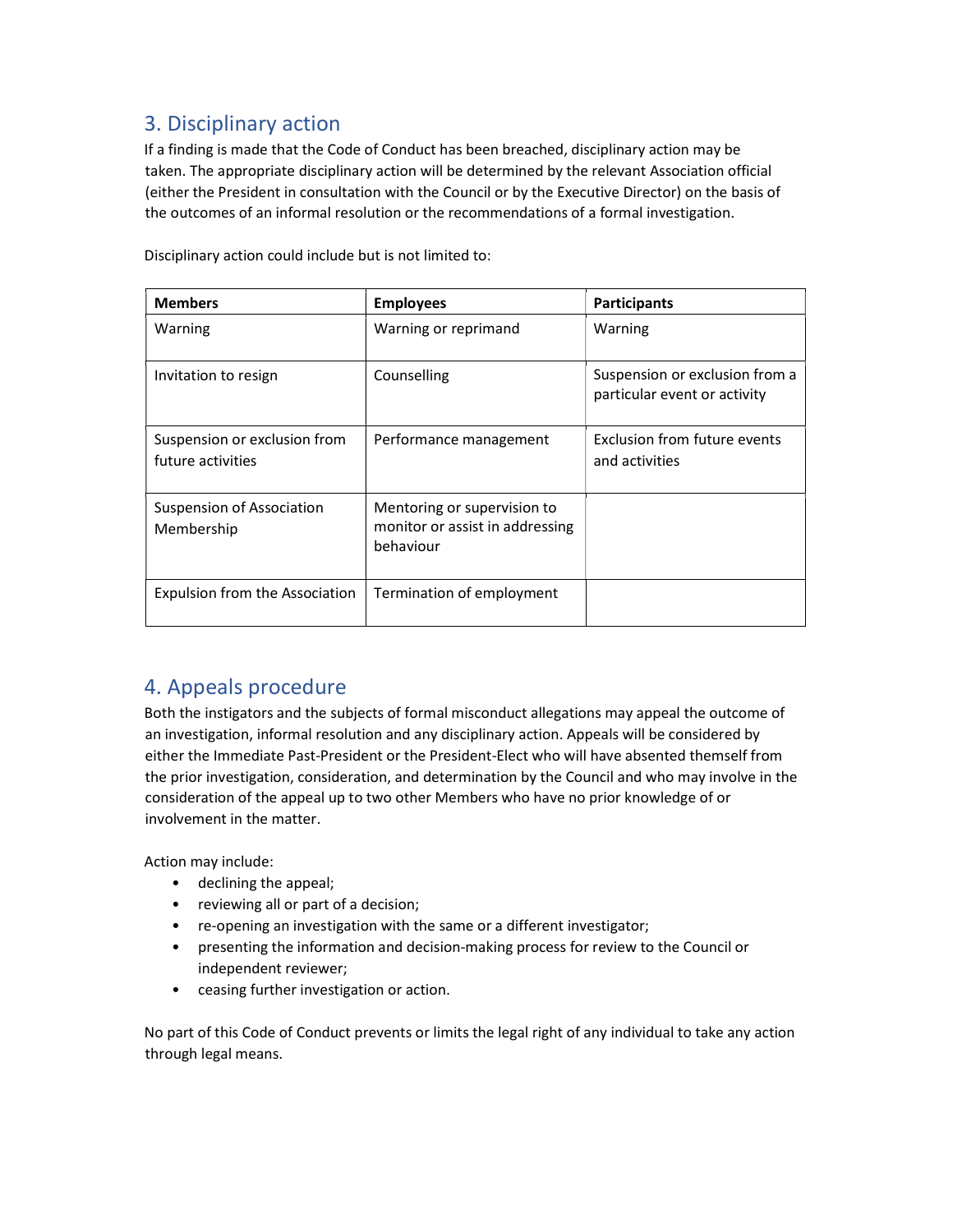## 3. Disciplinary action

If a finding is made that the Code of Conduct has been breached, disciplinary action may be taken. The appropriate disciplinary action will be determined by the relevant Association official (either the President in consultation with the Council or by the Executive Director) on the basis of the outcomes of an informal resolution or the recommendations of a formal investigation.

Disciplinary action could include but is not limited to:

| Members | Employees | Participants |
|---|---|---|
| Warning | Warning or reprimand | Warning |
| Invitation to resign | Counselling | Suspension or exclusion from a particular event or activity |
| Suspension or exclusion from future activities | Performance management | Exclusion from future events and activities |
| Suspension of Association Membership | Mentoring or supervision to monitor or assist in addressing behaviour | |
| Expulsion from the Association | Termination of employment | |

## 4. Appeals procedure

Both the instigators and the subjects of formal misconduct allegations may appeal the outcome of an investigation, informal resolution and any disciplinary action. Appeals will be considered by either the Immediate Past-President or the President-Elect who will have absented themself from the prior investigation, consideration, and determination by the Council and who may involve in the consideration of the appeal up to two other Members who have no prior knowledge of or involvement in the matter.

Action may include:

- declining the appeal;
- reviewing all or part of a decision;
- re-opening an investigation with the same or a different investigator;
- presenting the information and decision-making process for review to the Council or independent reviewer;
- ceasing further investigation or action.

No part of this Code of Conduct prevents or limits the legal right of any individual to take any action through legal means.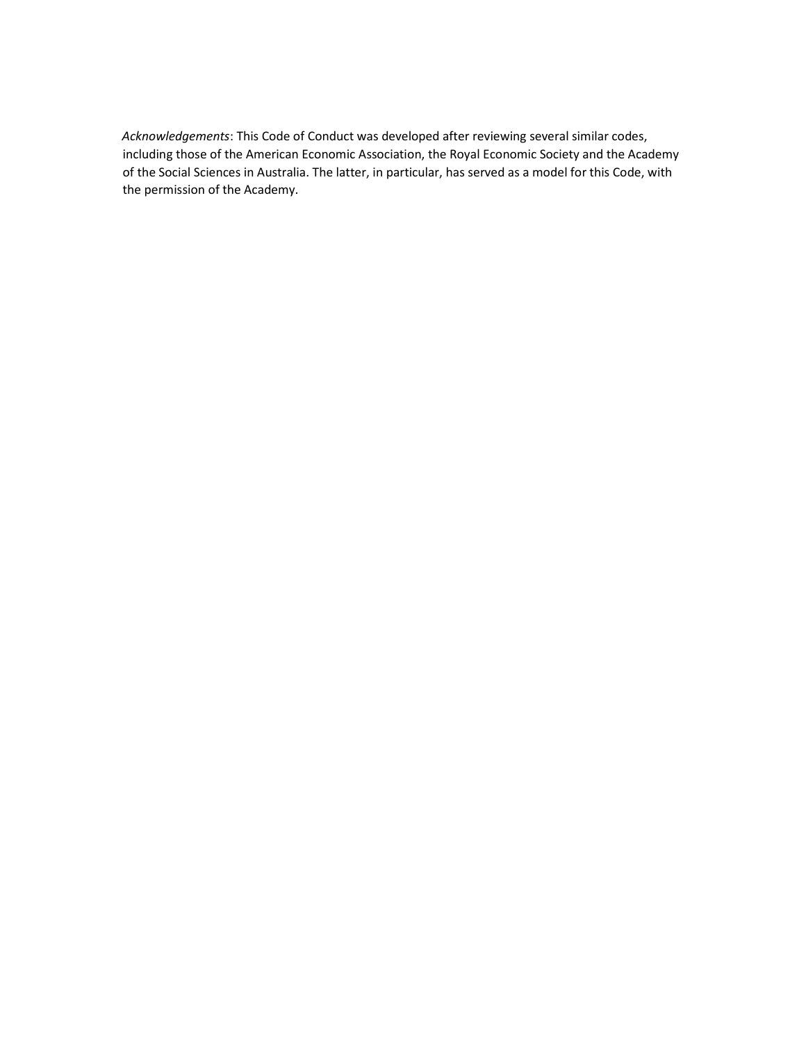*Acknowledgements*: This Code of Conduct was developed after reviewing several similar codes, including those of the American Economic Association, the Royal Economic Society and the Academy of the Social Sciences in Australia. The latter, in particular, has served as a model for this Code, with the permission of the Academy.